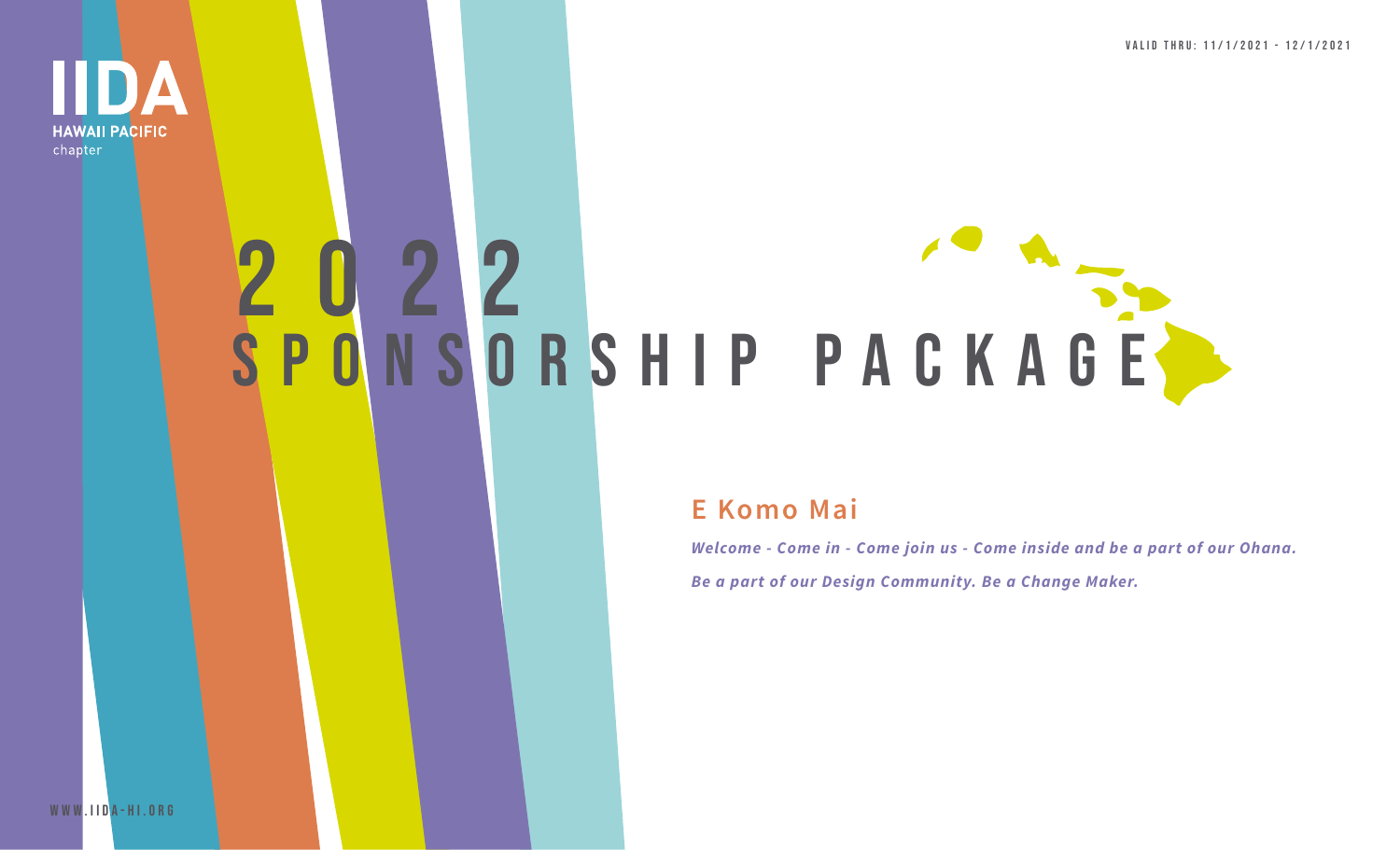VALID THRU: 11/1/2021 - 12/1/2021

IIDA
HAWAII PACIFIC
chapter

# 2022 SPONSORSHIP PACKAGE

## E Komo Mai

***Welcome - Come in - Come join us - Come inside and be a part of our Ohana.***

***Be a part of our Design Community. Be a Change Maker.***

WWW.IIDA-HI.ORG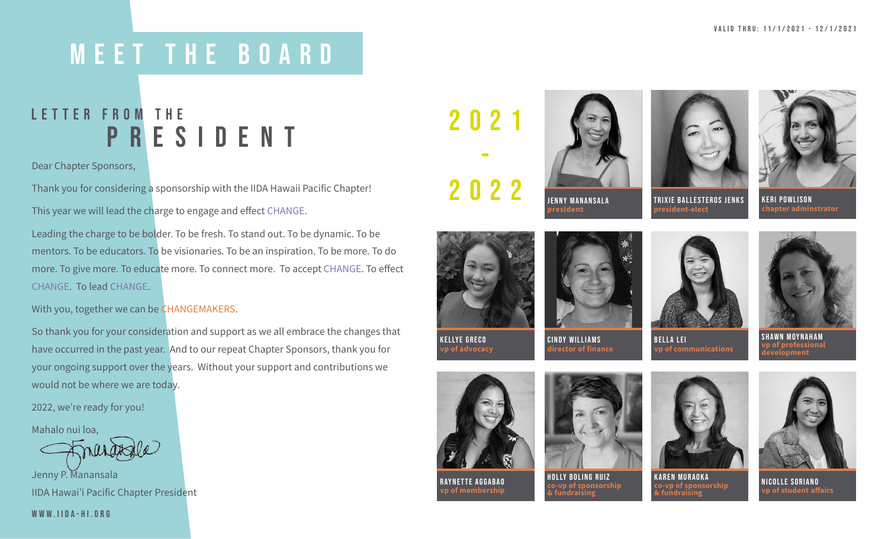VALID THRU: 11/1/2021 - 12/1/2021

# MEET THE BOARD

## LETTER FROM THE PRESIDENT

Dear Chapter Sponsors,

Thank you for considering a sponsorship with the IIDA Hawaii Pacific Chapter!

This year we will lead the charge to engage and effect CHANGE.

Leading the charge to be bolder. To be fresh. To stand out. To be dynamic. To be mentors. To be educators. To be visionaries. To be an inspiration. To be more. To do more. To give more. To educate more. To connect more. To accept CHANGE. To effect CHANGE. To lead CHANGE.

With you, together we can be CHANGEMAKERS.

So thank you for your consideration and support as we all embrace the changes that have occurred in the past year. And to our repeat Chapter Sponsors, thank you for your ongoing support over the years. Without your support and contributions we would not be where we are today.

2022, we're ready for you!

Mahalo nui loa,

Jenny P. Manansala
IIDA Hawai'i Pacific Chapter President

WWW.IIDA-HI.ORG

## 2021 - 2022

- **JENNY MANANSALA** – president
- **TRIXIE BALLESTEROS JENKS** – president-elect
- **KERI POWLISON** – chapter adminstrator
- **KELLYE GRECO** – vp of advocacy
- **CINDY WILLIAMS** – director of finance
- **BELLA LEI** – vp of communications
- **SHAWN MOYNAHAM** – vp of professional development
- **RAYNETTE AGGABAO** – vp of membership
- **HOLLY BOLING RUIZ** – co-vp of sponsorship & fundraising
- **KAREN MURAOKA** – co-vp of sponsorship & fundraising
- **NICOLLE SORIANO** – vp of student affairs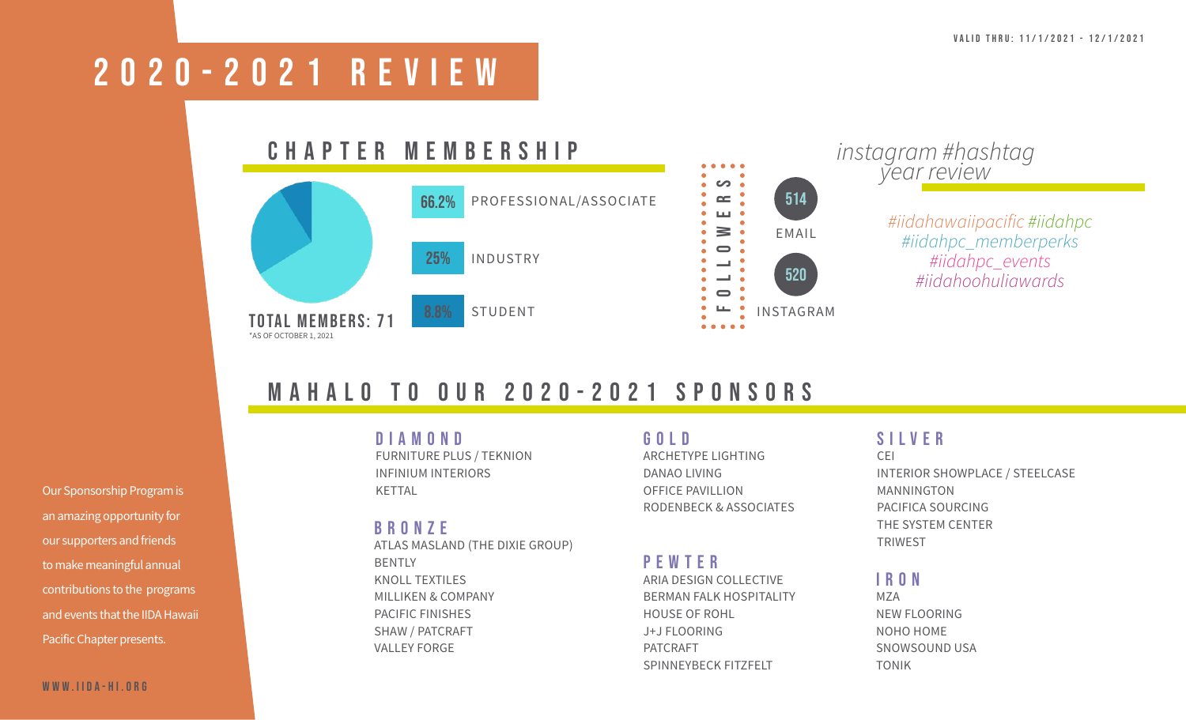VALID THRU: 11/1/2021 - 12/1/2021

# 2020-2021 REVIEW

## CHAPTER MEMBERSHIP

- 66.2% PROFESSIONAL/ASSOCIATE
- 25% INDUSTRY
- 8.8% STUDENT

**TOTAL MEMBERS: 71**
*AS OF OCTOBER 1, 2021

## FOLLOWERS

- 514 EMAIL
- 520 INSTAGRAM

## *instagram #hashtag year review*

*#iidahawaiipacific #iidahpc #iidahpc_memberperks #iidahpc_events #iidahoohuliawards*

## MAHALO TO OUR 2020-2021 SPONSORS

### DIAMOND
- FURNITURE PLUS / TEKNION
- INFINIUM INTERIORS
- KETTAL

### BRONZE
- ATLAS MASLAND (THE DIXIE GROUP)
- BENTLY
- KNOLL TEXTILES
- MILLIKEN & COMPANY
- PACIFIC FINISHES
- SHAW / PATCRAFT
- VALLEY FORGE

### GOLD
- ARCHETYPE LIGHTING
- DANAO LIVING
- OFFICE PAVILLION
- RODENBECK & ASSOCIATES

### PEWTER
- ARIA DESIGN COLLECTIVE
- BERMAN FALK HOSPITALITY
- HOUSE OF ROHL
- J+J FLOORING
- PATCRAFT
- SPINNEYBECK FITZFELT

### SILVER
- CEI
- INTERIOR SHOWPLACE / STEELCASE
- MANNINGTON
- PACIFICA SOURCING
- THE SYSTEM CENTER
- TRIWEST

### IRON
- MZA
- NEW FLOORING
- NOHO HOME
- SNOWSOUND USA
- TONIK

Our Sponsorship Program is an amazing opportunity for our supporters and friends to make meaningful annual contributions to the programs and events that the IIDA Hawaii Pacific Chapter presents.

WWW.IIDA-HI.ORG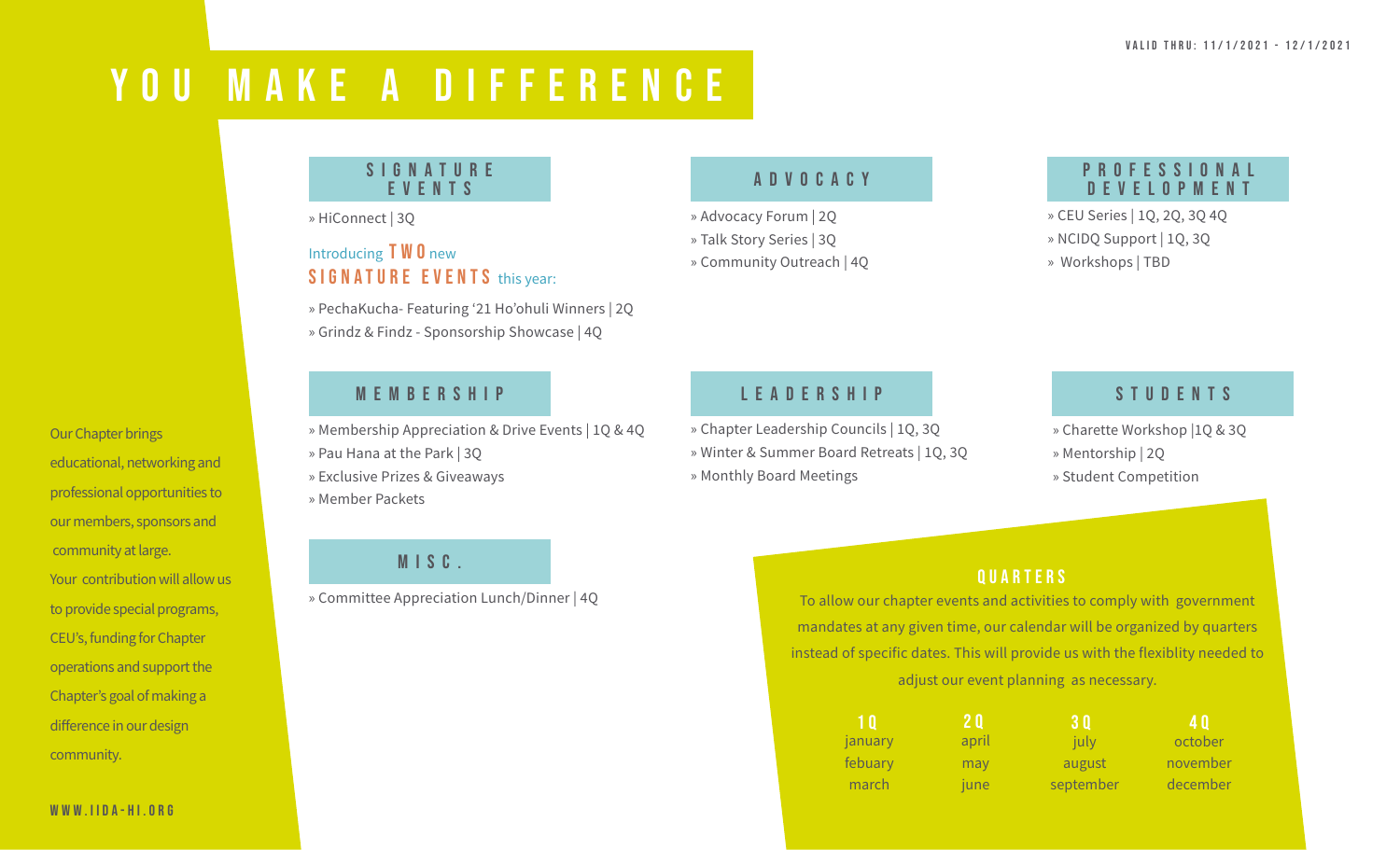VALID THRU: 11/1/2021 - 12/1/2021

# YOU MAKE A DIFFERENCE

Our Chapter brings educational, networking and professional opportunities to our members, sponsors and community at large. Your contribution will allow us to provide special programs, CEU's, funding for Chapter operations and support the Chapter's goal of making a difference in our design community.

WWW.IIDA-HI.ORG

## SIGNATURE EVENTS

» HiConnect | 3Q

Introducing **TWO** new **SIGNATURE EVENTS** this year:

» PechaKucha- Featuring '21 Ho'ohuli Winners | 2Q
» Grindz & Findz - Sponsorship Showcase | 4Q

## ADVOCACY

» Advocacy Forum | 2Q
» Talk Story Series | 3Q
» Community Outreach | 4Q

## PROFESSIONAL DEVELOPMENT

» CEU Series | 1Q, 2Q, 3Q 4Q
» NCIDQ Support | 1Q, 3Q
» Workshops | TBD

## MEMBERSHIP

» Membership Appreciation & Drive Events | 1Q & 4Q
» Pau Hana at the Park | 3Q
» Exclusive Prizes & Giveaways
» Member Packets

## LEADERSHIP

» Chapter Leadership Councils | 1Q, 3Q
» Winter & Summer Board Retreats | 1Q, 3Q
» Monthly Board Meetings

## STUDENTS

» Charette Workshop |1Q & 3Q
» Mentorship | 2Q
» Student Competition

## MISC.

» Committee Appreciation Lunch/Dinner | 4Q

## QUARTERS

To allow our chapter events and activities to comply with government mandates at any given time, our calendar will be organized by quarters instead of specific dates. This will provide us with the flexiblity needed to adjust our event planning as necessary.

| 1Q | 2Q | 3Q | 4Q |
|---|---|---|---|
| january | april | july | october |
| febuary | may | august | november |
| march | june | september | december |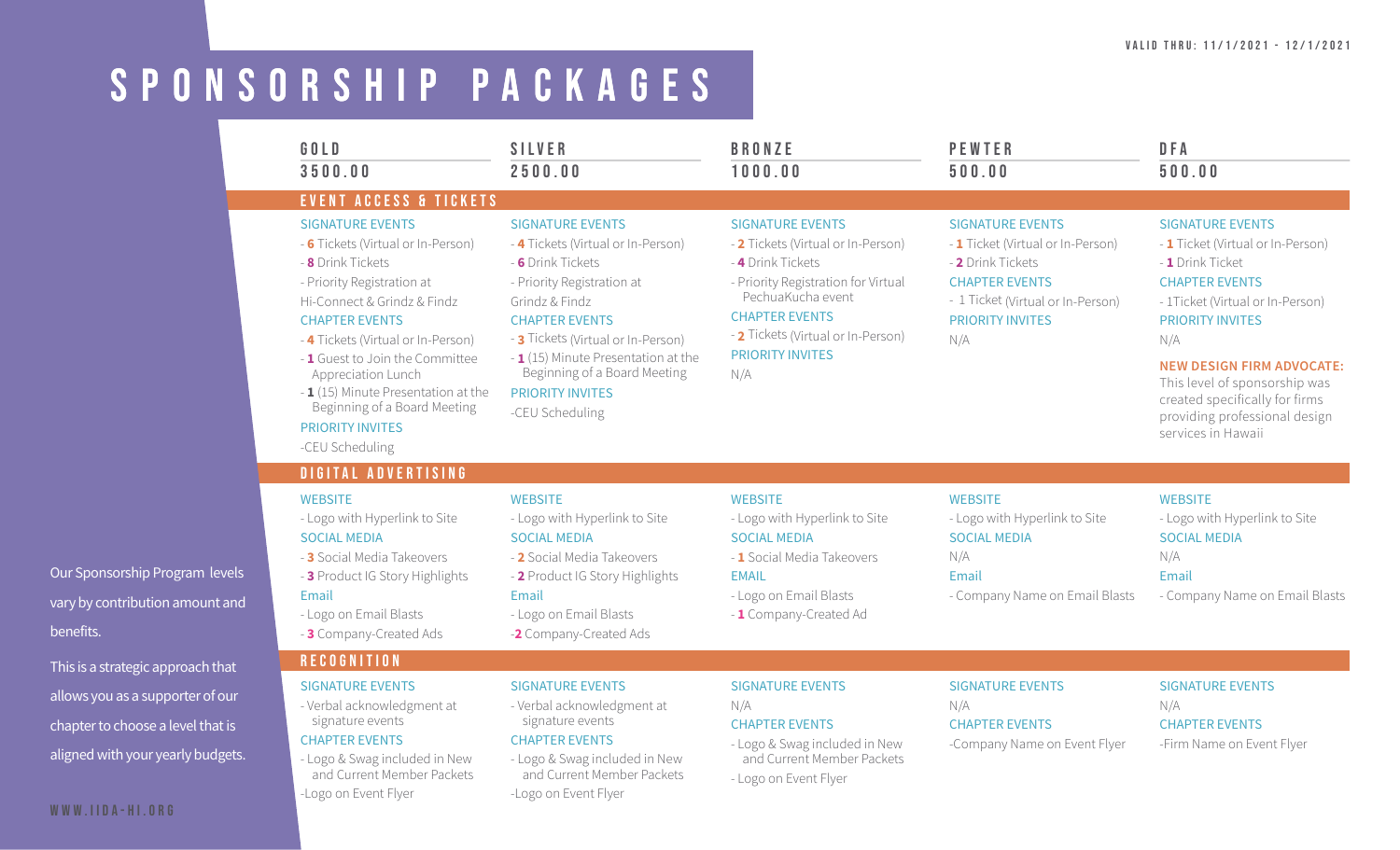VALID THRU: 11/1/2021 - 12/1/2021

# SPONSORSHIP PACKAGES

Our Sponsorship Program levels vary by contribution amount and benefits.

This is a strategic approach that allows you as a supporter of our chapter to choose a level that is aligned with your yearly budgets.

| | GOLD | SILVER | BRONZE | PEWTER | DFA |
|---|---|---|---|---|---|
| | 3500.00 | 2500.00 | 1000.00 | 500.00 | 500.00 |
| **EVENT ACCESS & TICKETS** | SIGNATURE EVENTS<br>- **6** Tickets (Virtual or In-Person)<br>- **8** Drink Tickets<br>- Priority Registration at Hi-Connect & Grindz & Findz<br>CHAPTER EVENTS<br>- **4** Tickets (Virtual or In-Person)<br>- **1** Guest to Join the Committee Appreciation Lunch<br>- **1** (15) Minute Presentation at the Beginning of a Board Meeting<br>PRIORITY INVITES<br>-CEU Scheduling | SIGNATURE EVENTS<br>- **4** Tickets (Virtual or In-Person)<br>- **6** Drink Tickets<br>- Priority Registration at Grindz & Findz<br>CHAPTER EVENTS<br>- **3** Tickets (Virtual or In-Person)<br>- **1** (15) Minute Presentation at the Beginning of a Board Meeting<br>PRIORITY INVITES<br>-CEU Scheduling | SIGNATURE EVENTS<br>- **2** Tickets (Virtual or In-Person)<br>- **4** Drink Tickets<br>- Priority Registration for Virtual PechuaKucha event<br>CHAPTER EVENTS<br>- **2** Tickets (Virtual or In-Person)<br>PRIORITY INVITES<br>N/A | SIGNATURE EVENTS<br>- **1** Ticket (Virtual or In-Person)<br>- **2** Drink Tickets<br>CHAPTER EVENTS<br>- 1 Ticket (Virtual or In-Person)<br>PRIORITY INVITES<br>N/A | SIGNATURE EVENTS<br>- **1** Ticket (Virtual or In-Person)<br>- **1** Drink Ticket<br>CHAPTER EVENTS<br>- 1Ticket (Virtual or In-Person)<br>PRIORITY INVITES<br>N/A<br>**NEW DESIGN FIRM ADVOCATE:**<br>This level of sponsorship was created specifically for firms providing professional design services in Hawaii |
| **DIGITAL ADVERTISING** | WEBSITE<br>- Logo with Hyperlink to Site<br>SOCIAL MEDIA<br>- **3** Social Media Takeovers<br>- **3** Product IG Story Highlights<br>Email<br>- Logo on Email Blasts<br>- **3** Company-Created Ads | WEBSITE<br>- Logo with Hyperlink to Site<br>SOCIAL MEDIA<br>- **2** Social Media Takeovers<br>- **2** Product IG Story Highlights<br>Email<br>- Logo on Email Blasts<br>-**2** Company-Created Ads | WEBSITE<br>- Logo with Hyperlink to Site<br>SOCIAL MEDIA<br>- **1** Social Media Takeovers<br>EMAIL<br>- Logo on Email Blasts<br>- **1** Company-Created Ad | WEBSITE<br>- Logo with Hyperlink to Site<br>SOCIAL MEDIA<br>N/A<br>Email<br>- Company Name on Email Blasts | WEBSITE<br>- Logo with Hyperlink to Site<br>SOCIAL MEDIA<br>N/A<br>Email<br>- Company Name on Email Blasts |
| **RECOGNITION** | SIGNATURE EVENTS<br>- Verbal acknowledgment at signature events<br>CHAPTER EVENTS<br>- Logo & Swag included in New and Current Member Packets<br>-Logo on Event Flyer | SIGNATURE EVENTS<br>- Verbal acknowledgment at signature events<br>CHAPTER EVENTS<br>- Logo & Swag included in New and Current Member Packets<br>-Logo on Event Flyer | SIGNATURE EVENTS<br>N/A<br>CHAPTER EVENTS<br>- Logo & Swag included in New and Current Member Packets<br>- Logo on Event Flyer | SIGNATURE EVENTS<br>N/A<br>CHAPTER EVENTS<br>-Company Name on Event Flyer | SIGNATURE EVENTS<br>N/A<br>CHAPTER EVENTS<br>-Firm Name on Event Flyer |

WWW.IIDA-HI.ORG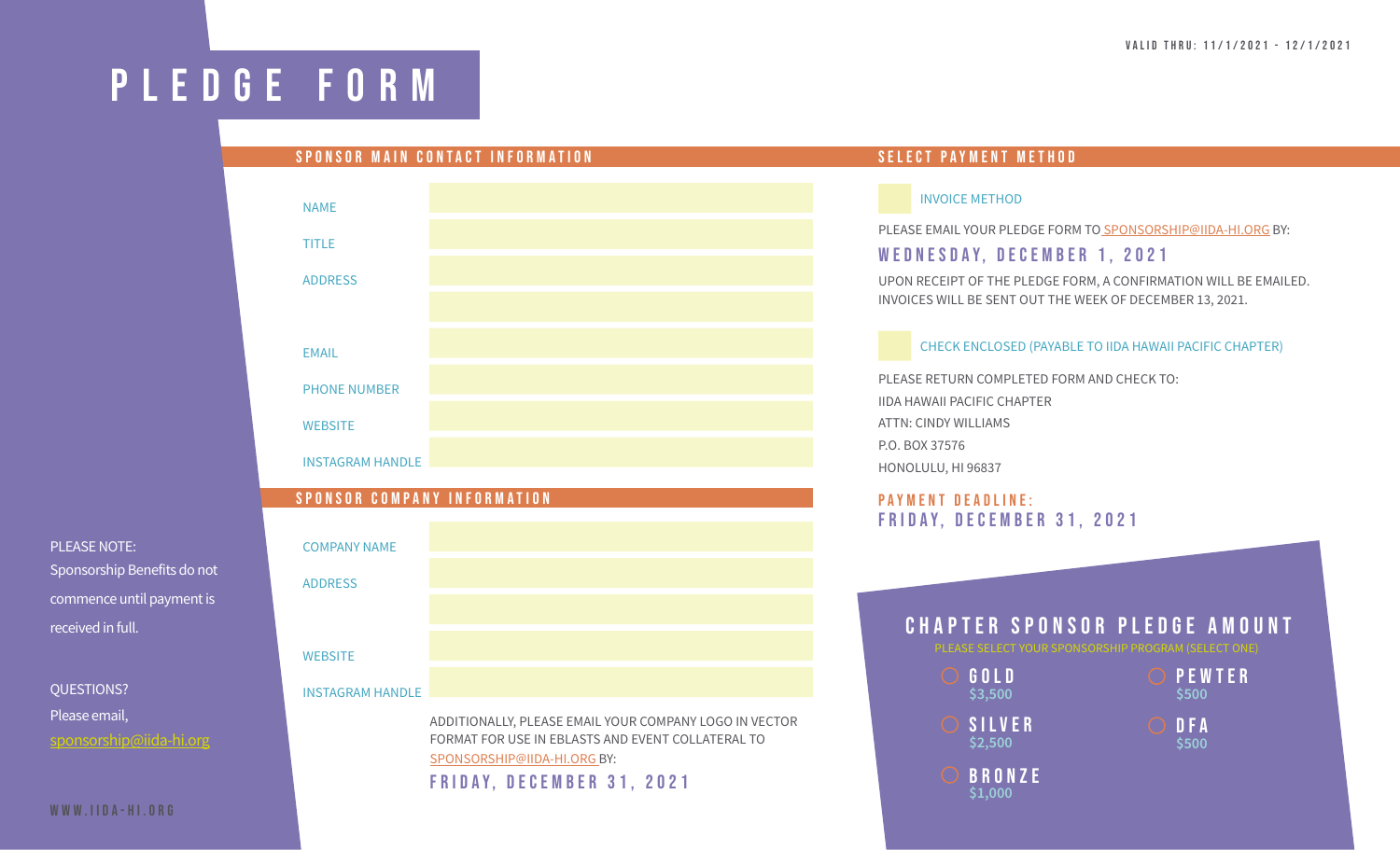VALID THRU: 11/1/2021 - 12/1/2021

# PLEDGE FORM

## SPONSOR MAIN CONTACT INFORMATION

NAME

TITLE

ADDRESS

EMAIL

PHONE NUMBER

WEBSITE

INSTAGRAM HANDLE

## SPONSOR COMPANY INFORMATION

COMPANY NAME

ADDRESS

WEBSITE

INSTAGRAM HANDLE

ADDITIONALLY, PLEASE EMAIL YOUR COMPANY LOGO IN VECTOR FORMAT FOR USE IN EBLASTS AND EVENT COLLATERAL TO SPONSORSHIP@IIDA-HI.ORG BY:

**FRIDAY, DECEMBER 31, 2021**

## SELECT PAYMENT METHOD

INVOICE METHOD

PLEASE EMAIL YOUR PLEDGE FORM TO SPONSORSHIP@IIDA-HI.ORG BY:

**WEDNESDAY, DECEMBER 1, 2021**

UPON RECEIPT OF THE PLEDGE FORM, A CONFIRMATION WILL BE EMAILED. INVOICES WILL BE SENT OUT THE WEEK OF DECEMBER 13, 2021.

CHECK ENCLOSED (PAYABLE TO IIDA HAWAII PACIFIC CHAPTER)

PLEASE RETURN COMPLETED FORM AND CHECK TO:
IIDA HAWAII PACIFIC CHAPTER
ATTN: CINDY WILLIAMS
P.O. BOX 37576
HONOLULU, HI 96837

**PAYMENT DEADLINE:**
**FRIDAY, DECEMBER 31, 2021**

## CHAPTER SPONSOR PLEDGE AMOUNT

PLEASE SELECT YOUR SPONSORSHIP PROGRAM (SELECT ONE)

- ○ GOLD $3,500
- ○ SILVER $2,500
- ○ BRONZE $1,000
- ○ PEWTER $500
- ○ DFA $500

PLEASE NOTE:
Sponsorship Benefits do not commence until payment is received in full.

QUESTIONS?
Please email,
sponsorship@iida-hi.org

WWW.IIDA-HI.ORG